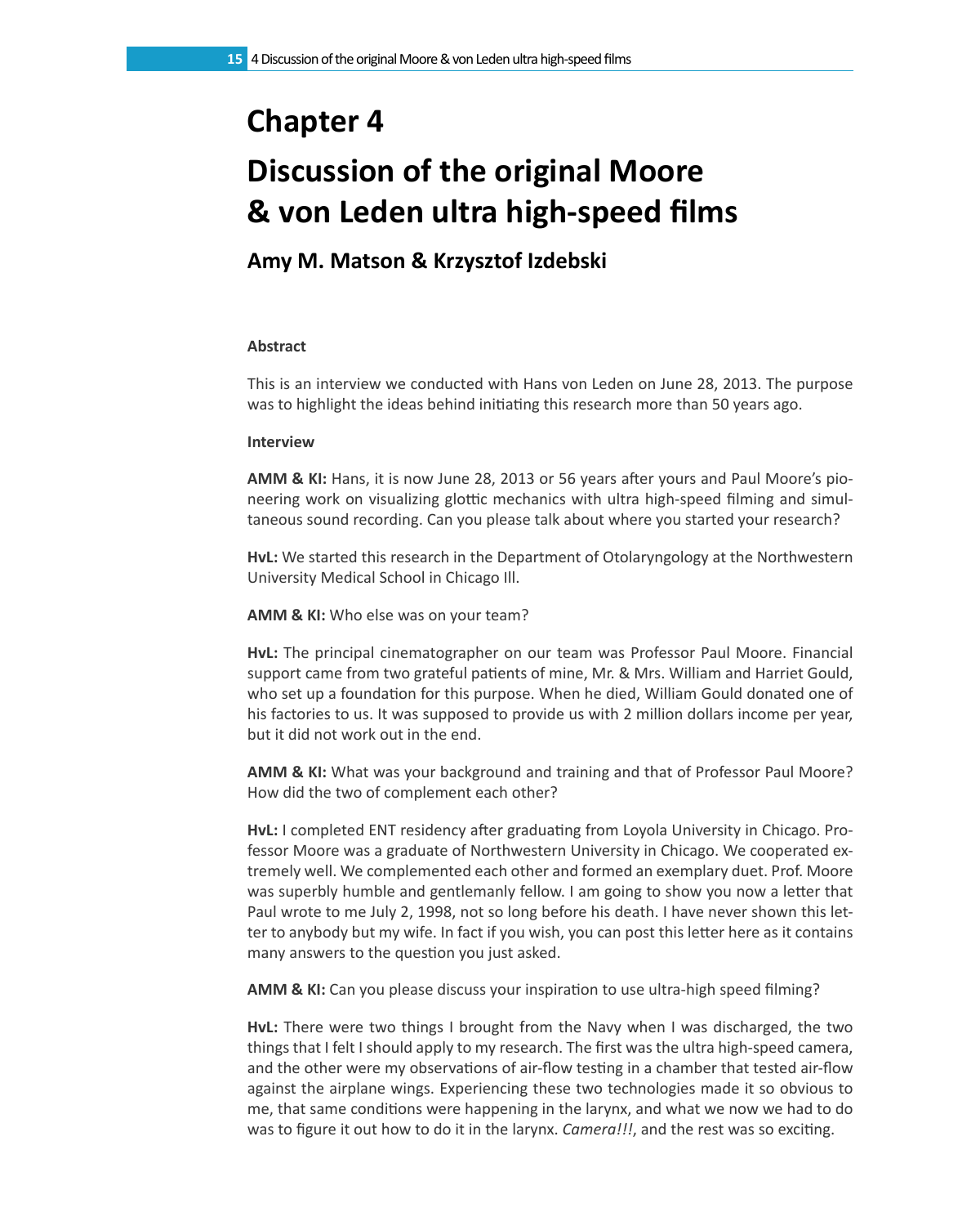# Chapter 4

# Discussion of the original Moore & von Leden ultra high-speed films

## Amy M. Matson & Krzysztof Izdebski

### Abstract

This is an interview we conducted with Hans von Leden on June 28, 2013. The purpose was to highlight the ideas behind initiating this research more than 50 years ago.

### Interview

**AMM & KI:** Hans, it is now June 28, 2013 or 56 years after yours and Paul Moore's pioneering work on visualizing glottic mechanics with ultra high-speed filming and simultaneous sound recording. Can you please talk about where you started your research?

**HvL:** We started this research in the Department of Otolaryngology at the Northwestern University Medical School in Chicago Ill.

**AMM & KI:** Who else was on your team?

**HvL:** The principal cinematographer on our team was Professor Paul Moore. Financial support came from two grateful patients of mine, Mr. & Mrs. William and Harriet Gould, who set up a foundation for this purpose. When he died, William Gould donated one of his factories to us. It was supposed to provide us with 2 million dollars income per year, but it did not work out in the end.

**AMM & KI:** What was your background and training and that of Professor Paul Moore? How did the two of complement each other?

**HvL:** I completed ENT residency after graduating from Loyola University in Chicago. Professor Moore was a graduate of Northwestern University in Chicago. We cooperated extremely well. We complemented each other and formed an exemplary duet. Prof. Moore was superbly humble and gentlemanly fellow. I am going to show you now a letter that Paul wrote to me July 2, 1998, not so long before his death. I have never shown this letter to anybody but my wife. In fact if you wish, you can post this letter here as it contains many answers to the question you just asked.

**AMM & KI:** Can you please discuss your inspiration to use ultra-high speed filming?

**HvL:** There were two things I brought from the Navy when I was discharged, the two things that I felt I should apply to my research. The first was the ultra high-speed camera, and the other were my observations of air-flow testing in a chamber that tested air-flow against the airplane wings. Experiencing these two technologies made it so obvious to me, that same conditions were happening in the larynx, and what we now we had to do was to figure it out how to do it in the larynx. *Camera!!!*, and the rest was so exciting.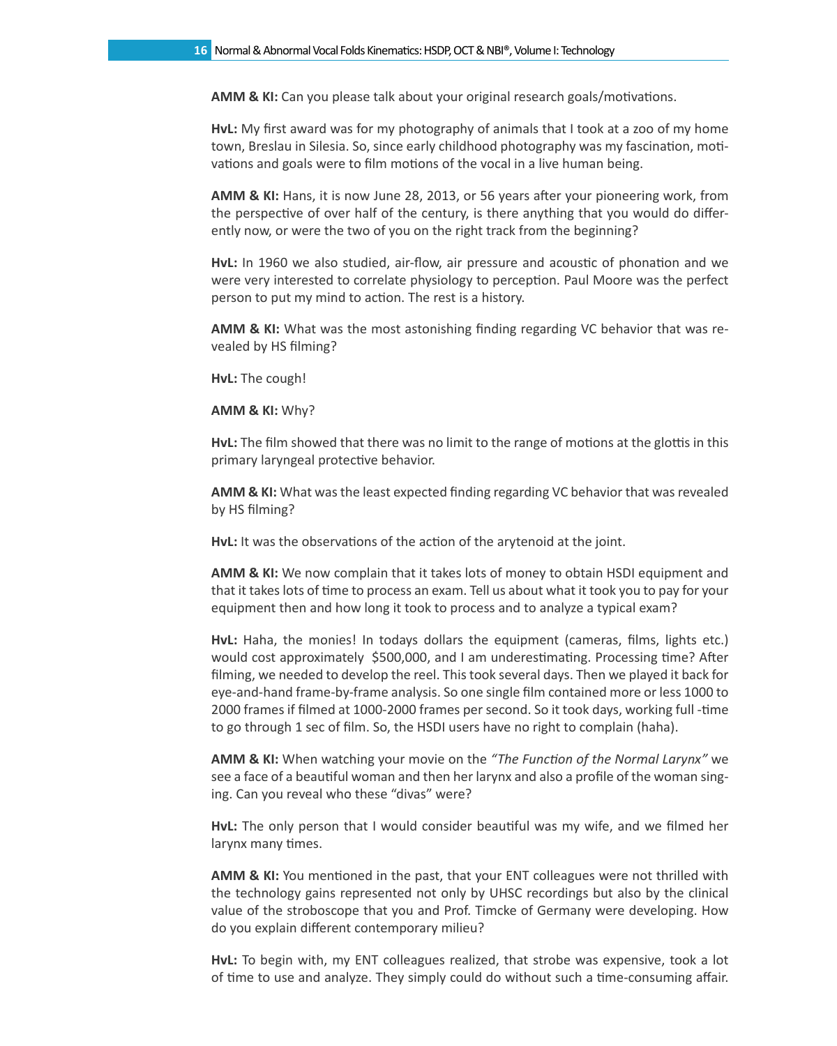**AMM & KI:** Can you please talk about your original research goals/motivations.

**HvL:** My first award was for my photography of animals that I took at a zoo of my home town, Breslau in Silesia. So, since early childhood photography was my fascination, motivations and goals were to film motions of the vocal in a live human being.

**AMM & KI:** Hans, it is now June 28, 2013, or 56 years after your pioneering work, from the perspective of over half of the century, is there anything that you would do differently now, or were the two of you on the right track from the beginning?

**HvL:** In 1960 we also studied, air-flow, air pressure and acoustic of phonation and we were very interested to correlate physiology to perception. Paul Moore was the perfect person to put my mind to action. The rest is a history.

**AMM & KI:** What was the most astonishing finding regarding VC behavior that was revealed by HS filming?

**HvL:** The cough!

**AMM & KI:** Why?

**HvL:** The film showed that there was no limit to the range of motions at the glottis in this primary laryngeal protective behavior.

**AMM & KI:** What was the least expected finding regarding VC behavior that was revealed by HS filming?

**HvL:** It was the observations of the action of the arytenoid at the joint.

**AMM & KI:** We now complain that it takes lots of money to obtain HSDI equipment and that it takes lots of time to process an exam. Tell us about what it took you to pay for your equipment then and how long it took to process and to analyze a typical exam?

**HvL:** Haha, the monies! In todays dollars the equipment (cameras, films, lights etc.) would cost approximately $500,000, and I am underestimating. Processing time? After filming, we needed to develop the reel. This took several days. Then we played it back for eye-and-hand frame-by-frame analysis. So one single film contained more or less 1000 to 2000 frames if filmed at 1000-2000 frames per second. So it took days, working full -time to go through 1 sec of film. So, the HSDI users have no right to complain (haha).

**AMM & KI:** When watching your movie on the *"The Function of the Normal Larynx"* we see a face of a beautiful woman and then her larynx and also a profile of the woman singing. Can you reveal who these "divas" were?

**HvL:** The only person that I would consider beautiful was my wife, and we filmed her larynx many times.

**AMM & KI:** You mentioned in the past, that your ENT colleagues were not thrilled with the technology gains represented not only by UHSC recordings but also by the clinical value of the stroboscope that you and Prof. Timcke of Germany were developing. How do you explain different contemporary milieu?

**HvL:** To begin with, my ENT colleagues realized, that strobe was expensive, took a lot of time to use and analyze. They simply could do without such a time-consuming affair.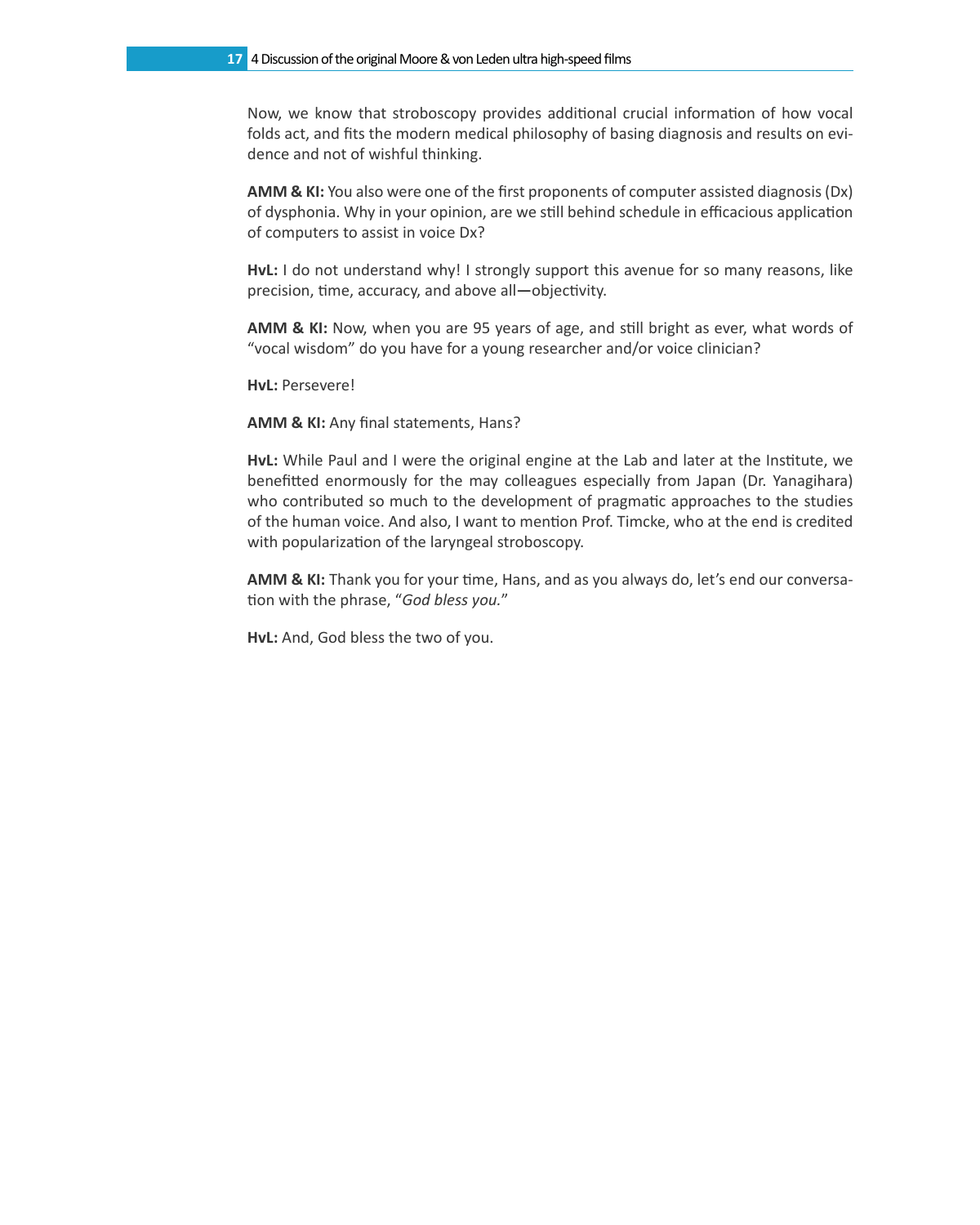Now, we know that stroboscopy provides additional crucial information of how vocal folds act, and fits the modern medical philosophy of basing diagnosis and results on evidence and not of wishful thinking.

**AMM & KI:** You also were one of the first proponents of computer assisted diagnosis (Dx) of dysphonia. Why in your opinion, are we still behind schedule in efficacious application of computers to assist in voice Dx?

**HvL:** I do not understand why! I strongly support this avenue for so many reasons, like precision, time, accuracy, and above all—objectivity.

**AMM & KI:** Now, when you are 95 years of age, and still bright as ever, what words of “vocal wisdom” do you have for a young researcher and/or voice clinician?

**HvL:** Persevere!

**AMM & KI:** Any final statements, Hans?

**HvL:** While Paul and I were the original engine at the Lab and later at the Institute, we benefitted enormously for the may colleagues especially from Japan (Dr. Yanagihara) who contributed so much to the development of pragmatic approaches to the studies of the human voice. And also, I want to mention Prof. Timcke, who at the end is credited with popularization of the laryngeal stroboscopy.

**AMM & KI:** Thank you for your time, Hans, and as you always do, let’s end our conversation with the phrase, “*God bless you.*”

**HvL:** And, God bless the two of you.